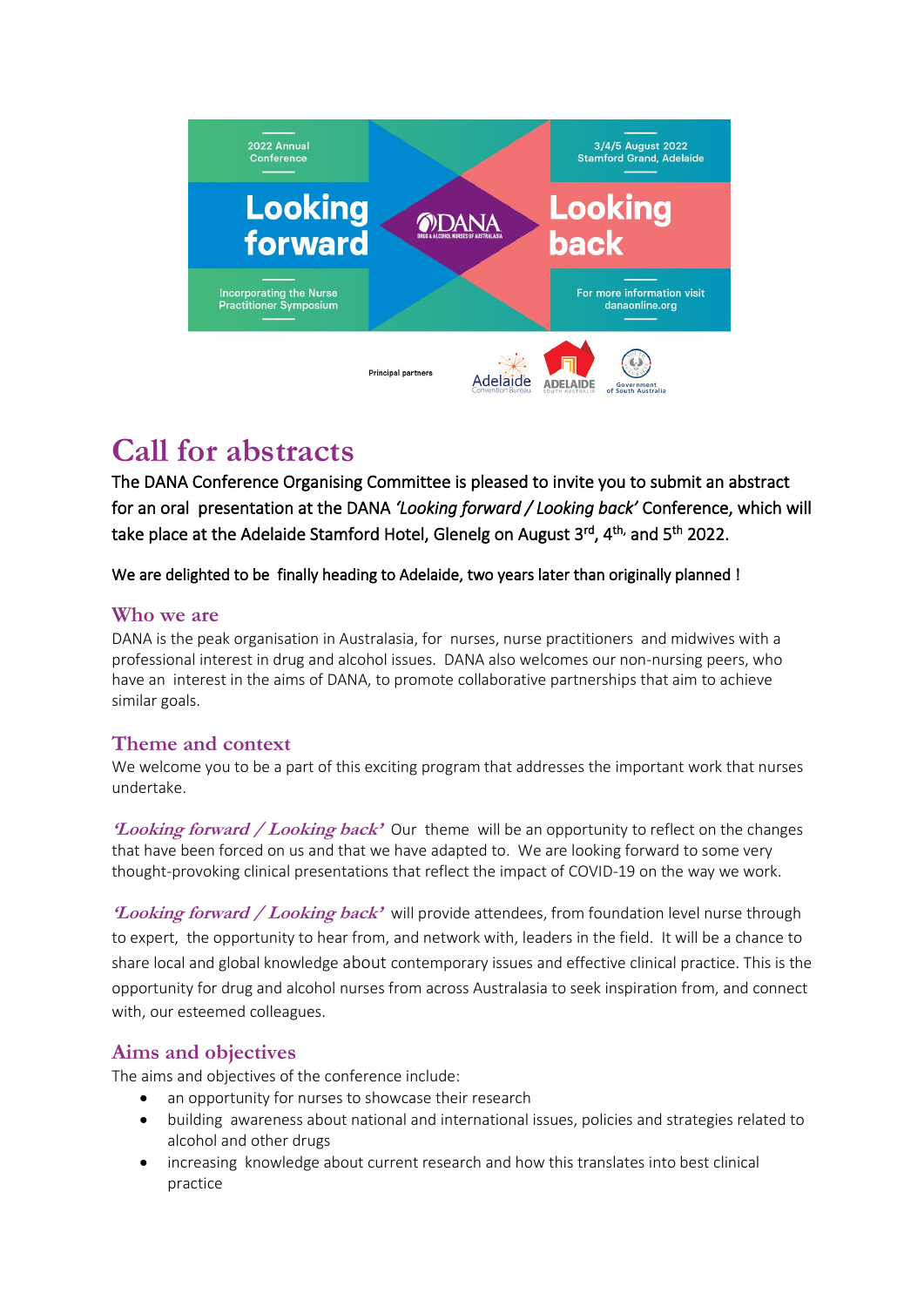2022 Annual Conference

# Looking forward

DANA

# Looking back

3/4/5 August 2022
Stamford Grand, Adelaide

Incorporating the Nurse Practitioner Symposium

For more information visit danaonline.org

Principal partners

# Call for abstracts

The DANA Conference Organising Committee is pleased to invite you to submit an abstract for an oral presentation at the DANA *'Looking forward / Looking back'* Conference, which will take place at the Adelaide Stamford Hotel, Glenelg on August 3rd, 4th, and 5th 2022.

We are delighted to be finally heading to Adelaide, two years later than originally planned !

## Who we are

DANA is the peak organisation in Australasia, for nurses, nurse practitioners and midwives with a professional interest in drug and alcohol issues. DANA also welcomes our non-nursing peers, who have an interest in the aims of DANA, to promote collaborative partnerships that aim to achieve similar goals.

## Theme and context

We welcome you to be a part of this exciting program that addresses the important work that nurses undertake.

***'Looking forward / Looking back'*** Our theme will be an opportunity to reflect on the changes that have been forced on us and that we have adapted to. We are looking forward to some very thought-provoking clinical presentations that reflect the impact of COVID-19 on the way we work.

***'Looking forward / Looking back'*** will provide attendees, from foundation level nurse through to expert, the opportunity to hear from, and network with, leaders in the field. It will be a chance to share local and global knowledge about contemporary issues and effective clinical practice. This is the opportunity for drug and alcohol nurses from across Australasia to seek inspiration from, and connect with, our esteemed colleagues.

## Aims and objectives

The aims and objectives of the conference include:

- an opportunity for nurses to showcase their research
- building awareness about national and international issues, policies and strategies related to alcohol and other drugs
- increasing knowledge about current research and how this translates into best clinical practice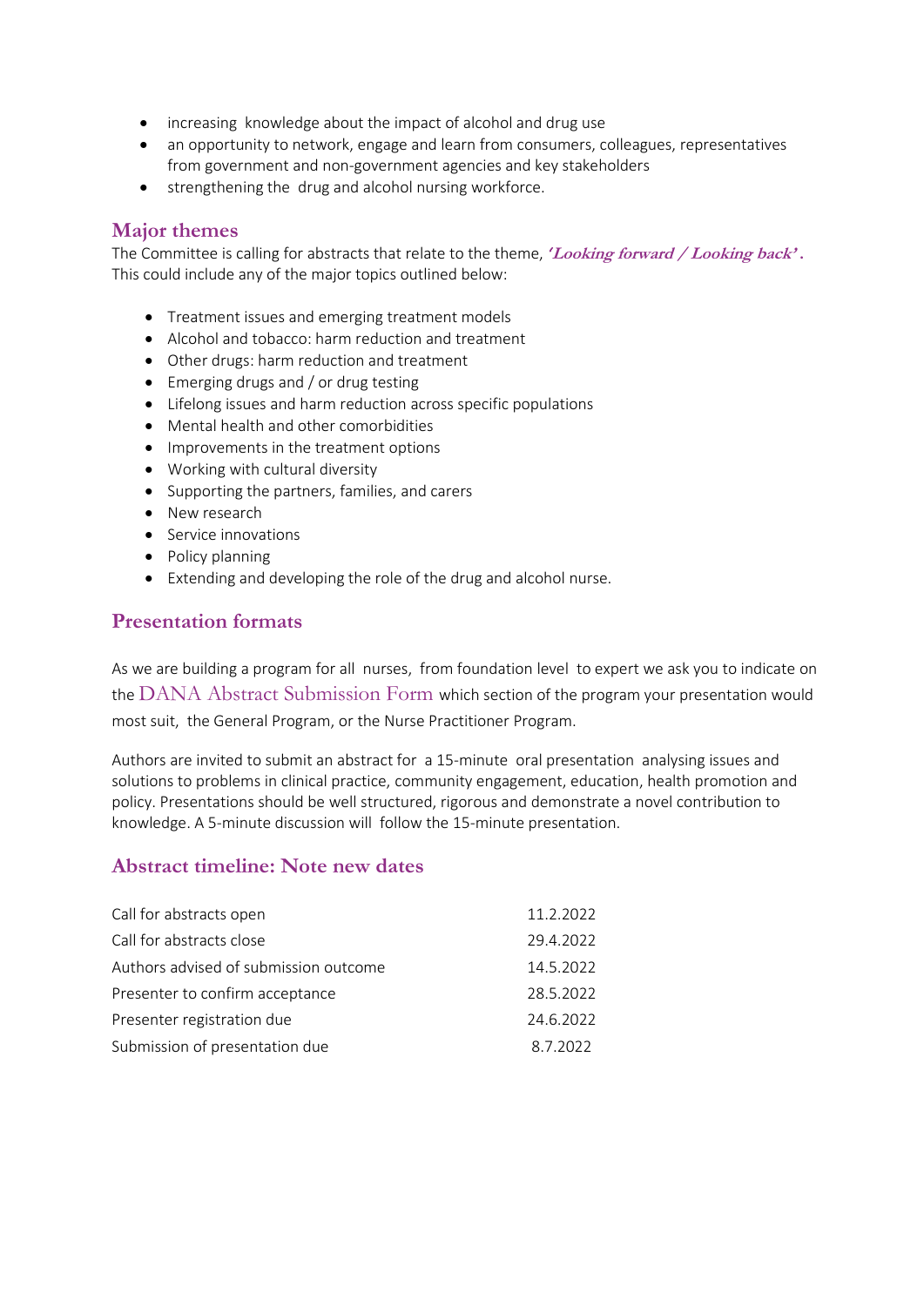- increasing knowledge about the impact of alcohol and drug use
- an opportunity to network, engage and learn from consumers, colleagues, representatives from government and non-government agencies and key stakeholders
- strengthening the drug and alcohol nursing workforce.

## Major themes

The Committee is calling for abstracts that relate to the theme, ***'Looking forward / Looking back'*.** This could include any of the major topics outlined below:

- Treatment issues and emerging treatment models
- Alcohol and tobacco: harm reduction and treatment
- Other drugs: harm reduction and treatment
- Emerging drugs and / or drug testing
- Lifelong issues and harm reduction across specific populations
- Mental health and other comorbidities
- Improvements in the treatment options
- Working with cultural diversity
- Supporting the partners, families, and carers
- New research
- Service innovations
- Policy planning
- Extending and developing the role of the drug and alcohol nurse.

## Presentation formats

As we are building a program for all nurses, from foundation level to expert we ask you to indicate on the DANA Abstract Submission Form which section of the program your presentation would most suit, the General Program, or the Nurse Practitioner Program.

Authors are invited to submit an abstract for a 15-minute oral presentation analysing issues and solutions to problems in clinical practice, community engagement, education, health promotion and policy. Presentations should be well structured, rigorous and demonstrate a novel contribution to knowledge. A 5-minute discussion will follow the 15-minute presentation.

## Abstract timeline: Note new dates

| | |
|---|---|
| Call for abstracts open | 11.2.2022 |
| Call for abstracts close | 29.4.2022 |
| Authors advised of submission outcome | 14.5.2022 |
| Presenter to confirm acceptance | 28.5.2022 |
| Presenter registration due | 24.6.2022 |
| Submission of presentation due | 8.7.2022 |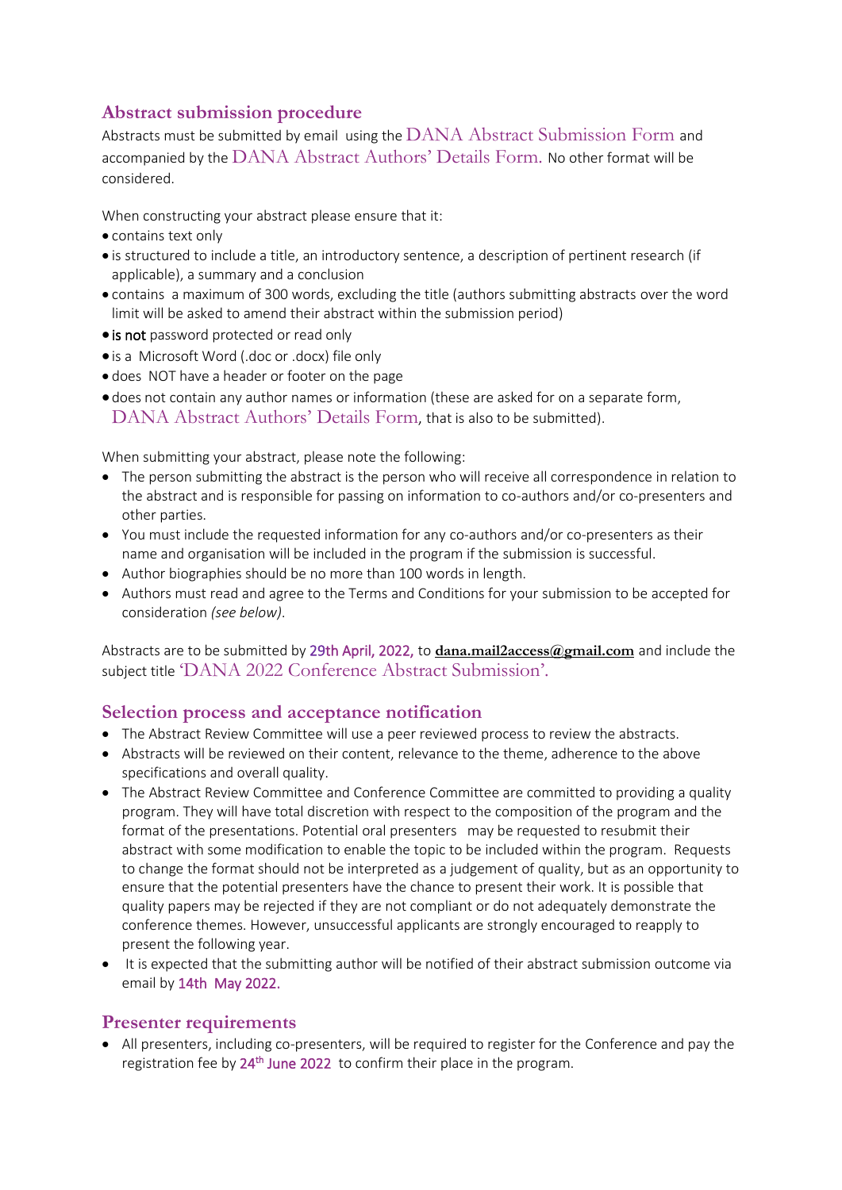## Abstract submission procedure

Abstracts must be submitted by email using the DANA Abstract Submission Form and accompanied by the DANA Abstract Authors' Details Form. No other format will be considered.

When constructing your abstract please ensure that it:

- contains text only
- is structured to include a title, an introductory sentence, a description of pertinent research (if applicable), a summary and a conclusion
- contains a maximum of 300 words, excluding the title (authors submitting abstracts over the word limit will be asked to amend their abstract within the submission period)
- is not password protected or read only
- is a Microsoft Word (.doc or .docx) file only
- does NOT have a header or footer on the page
- does not contain any author names or information (these are asked for on a separate form, DANA Abstract Authors' Details Form, that is also to be submitted).

When submitting your abstract, please note the following:

- The person submitting the abstract is the person who will receive all correspondence in relation to the abstract and is responsible for passing on information to co-authors and/or co-presenters and other parties.
- You must include the requested information for any co-authors and/or co-presenters as their name and organisation will be included in the program if the submission is successful.
- Author biographies should be no more than 100 words in length.
- Authors must read and agree to the Terms and Conditions for your submission to be accepted for consideration *(see below)*.

Abstracts are to be submitted by 29th April, 2022, to **dana.mail2access@gmail.com** and include the subject title 'DANA 2022 Conference Abstract Submission'.

## Selection process and acceptance notification

- The Abstract Review Committee will use a peer reviewed process to review the abstracts.
- Abstracts will be reviewed on their content, relevance to the theme, adherence to the above specifications and overall quality.
- The Abstract Review Committee and Conference Committee are committed to providing a quality program. They will have total discretion with respect to the composition of the program and the format of the presentations. Potential oral presenters may be requested to resubmit their abstract with some modification to enable the topic to be included within the program. Requests to change the format should not be interpreted as a judgement of quality, but as an opportunity to ensure that the potential presenters have the chance to present their work. It is possible that quality papers may be rejected if they are not compliant or do not adequately demonstrate the conference themes. However, unsuccessful applicants are strongly encouraged to reapply to present the following year.
- It is expected that the submitting author will be notified of their abstract submission outcome via email by 14th May 2022.

## Presenter requirements

- All presenters, including co-presenters, will be required to register for the Conference and pay the registration fee by 24th June 2022 to confirm their place in the program.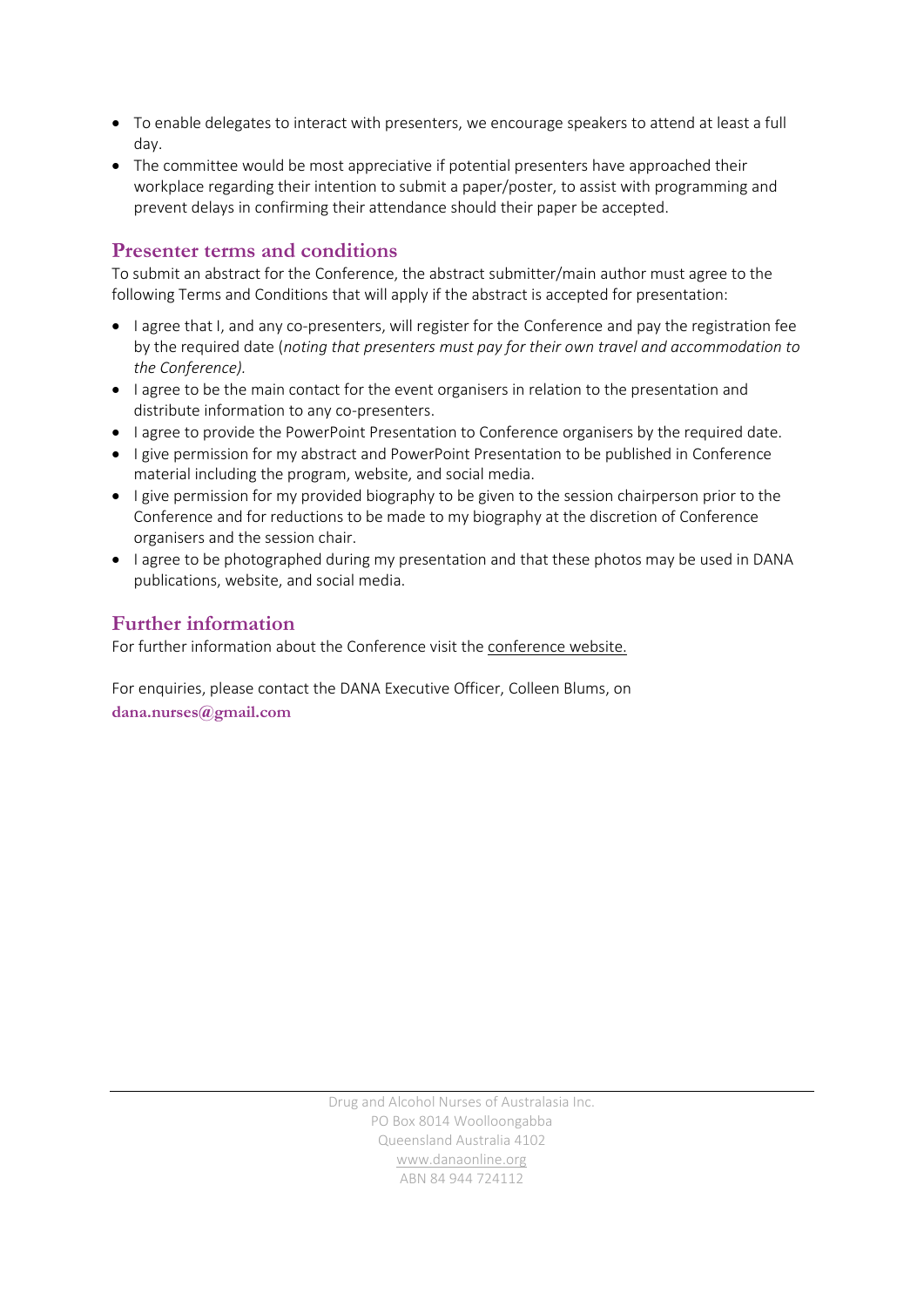- To enable delegates to interact with presenters, we encourage speakers to attend at least a full day.
- The committee would be most appreciative if potential presenters have approached their workplace regarding their intention to submit a paper/poster, to assist with programming and prevent delays in confirming their attendance should their paper be accepted.

## Presenter terms and conditions

To submit an abstract for the Conference, the abstract submitter/main author must agree to the following Terms and Conditions that will apply if the abstract is accepted for presentation:

- I agree that I, and any co-presenters, will register for the Conference and pay the registration fee by the required date (*noting that presenters must pay for their own travel and accommodation to the Conference).*
- I agree to be the main contact for the event organisers in relation to the presentation and distribute information to any co-presenters.
- I agree to provide the PowerPoint Presentation to Conference organisers by the required date.
- I give permission for my abstract and PowerPoint Presentation to be published in Conference material including the program, website, and social media.
- I give permission for my provided biography to be given to the session chairperson prior to the Conference and for reductions to be made to my biography at the discretion of Conference organisers and the session chair.
- I agree to be photographed during my presentation and that these photos may be used in DANA publications, website, and social media.

## Further information

For further information about the Conference visit the conference website.

For enquiries, please contact the DANA Executive Officer, Colleen Blums, on **dana.nurses@gmail.com**

Drug and Alcohol Nurses of Australasia Inc.
PO Box 8014 Woolloongabba
Queensland Australia 4102
www.danaonline.org
ABN 84 944 724112